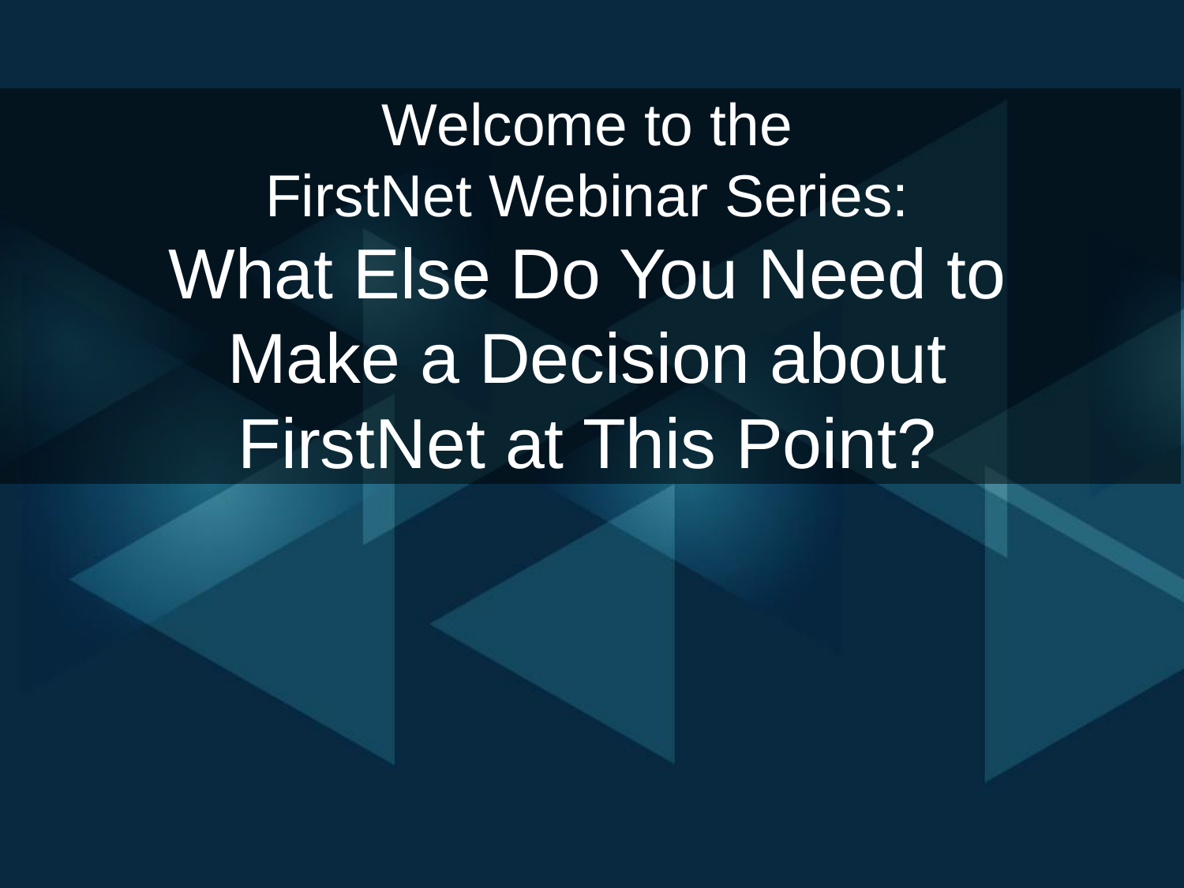Welcome to the
FirstNet Webinar Series:

# What Else Do You Need to Make a Decision about FirstNet at This Point?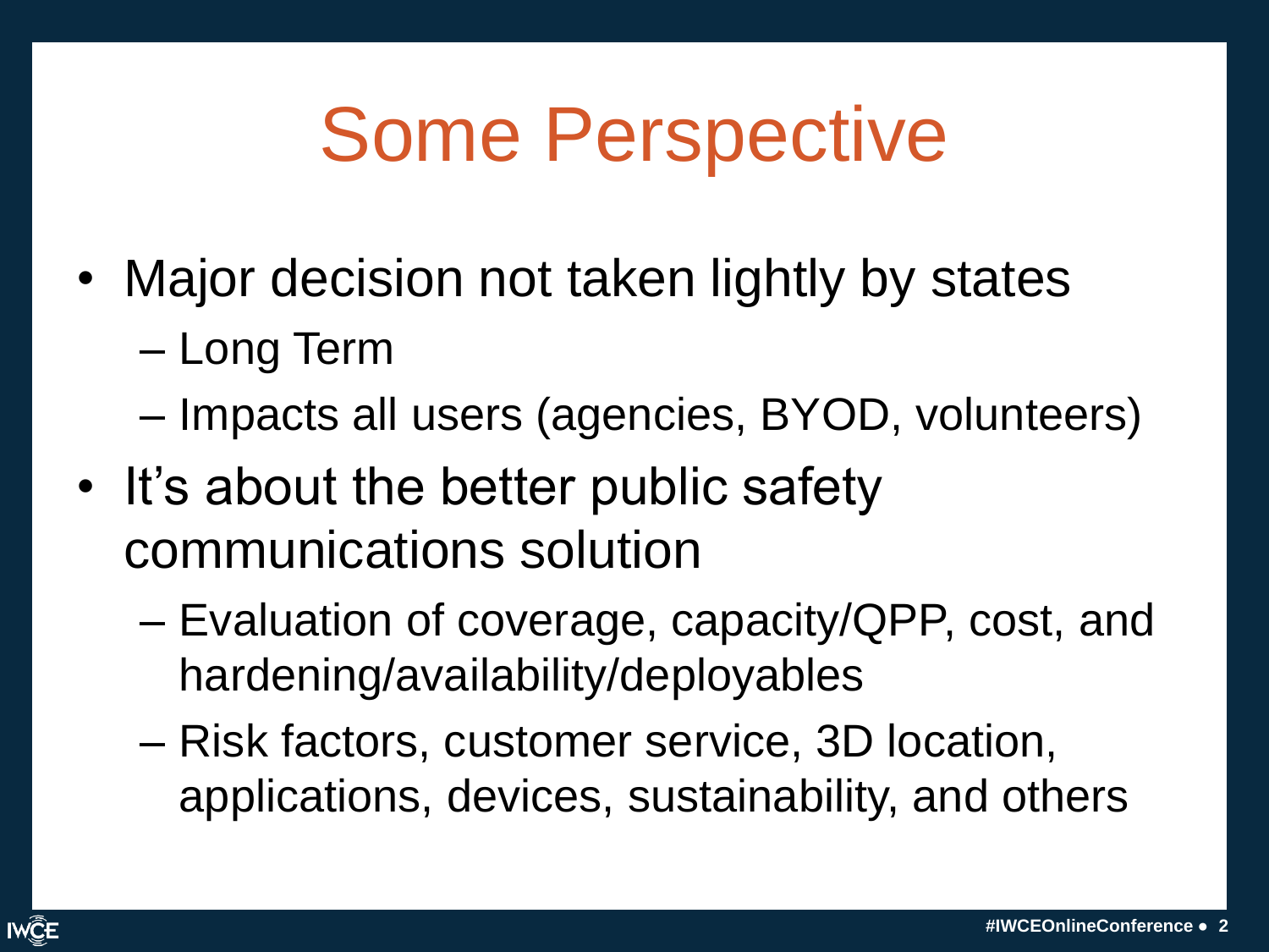# Some Perspective

- Major decision not taken lightly by states
  - Long Term
  - Impacts all users (agencies, BYOD, volunteers)
- It's about the better public safety communications solution
  - Evaluation of coverage, capacity/QPP, cost, and hardening/availability/deployables
  - Risk factors, customer service, 3D location, applications, devices, sustainability, and others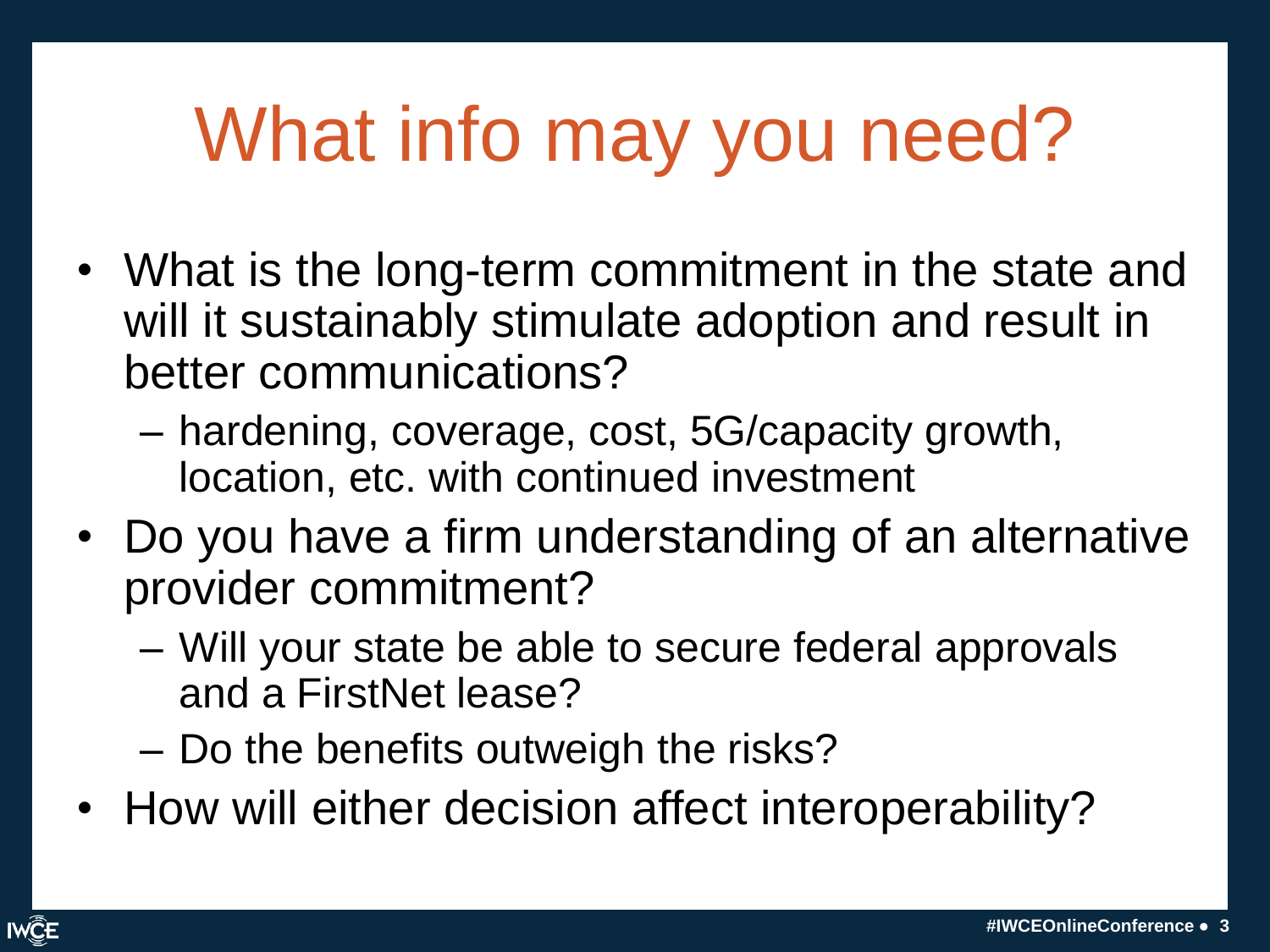# What info may you need?

- What is the long-term commitment in the state and will it sustainably stimulate adoption and result in better communications?
  - hardening, coverage, cost, 5G/capacity growth, location, etc. with continued investment
- Do you have a firm understanding of an alternative provider commitment?
  - Will your state be able to secure federal approvals and a FirstNet lease?
  - Do the benefits outweigh the risks?
- How will either decision affect interoperability?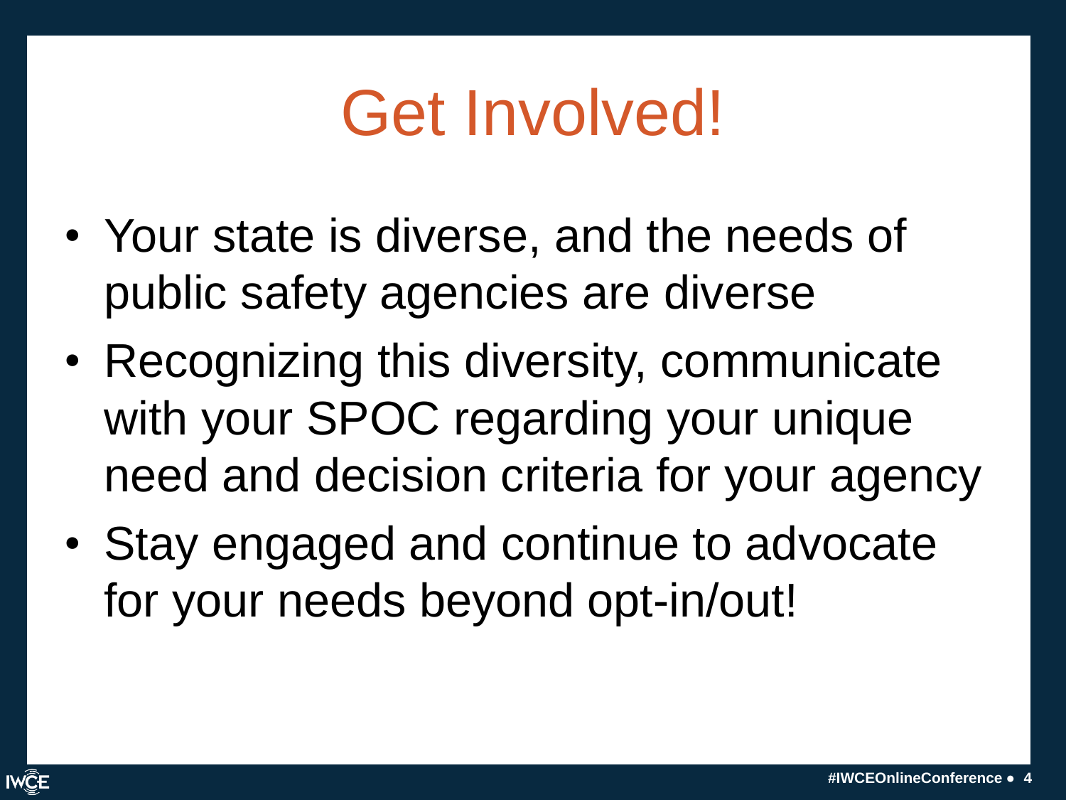# Get Involved!

- Your state is diverse, and the needs of public safety agencies are diverse
- Recognizing this diversity, communicate with your SPOC regarding your unique need and decision criteria for your agency
- Stay engaged and continue to advocate for your needs beyond opt-in/out!